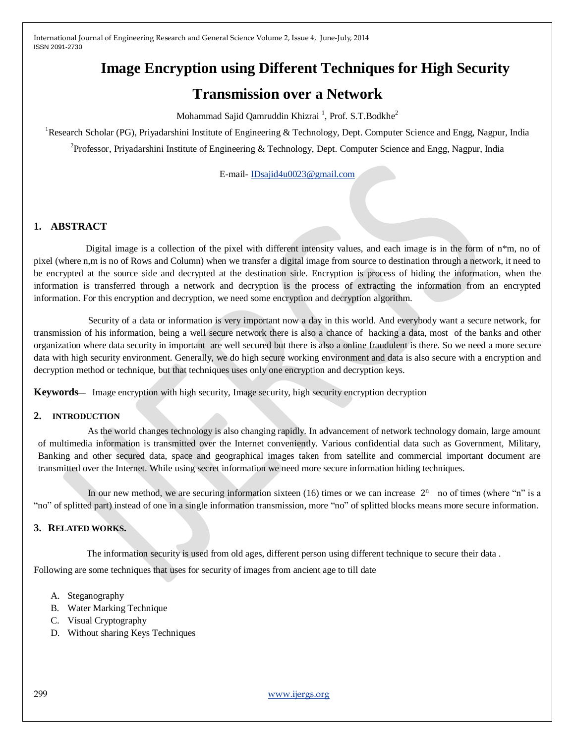# Image Encryption using Different Techniques for High Security Transmission over a Network

Mohammad Sajid Qamruddin Khizrai [1], Prof. S.T.Bodkhe[2]

[1]Research Scholar (PG), Priyadarshini Institute of Engineering & Technology, Dept. Computer Science and Engg, Nagpur, India

[2]Professor, Priyadarshini Institute of Engineering & Technology, Dept. Computer Science and Engg, Nagpur, India

E-mail- IDsajid4u0023@gmail.com

## 1. ABSTRACT

Digital image is a collection of the pixel with different intensity values, and each image is in the form of n*m, no of pixel (where n,m is no of Rows and Column) when we transfer a digital image from source to destination through a network, it need to be encrypted at the source side and decrypted at the destination side. Encryption is process of hiding the information, when the information is transferred through a network and decryption is the process of extracting the information from an encrypted information. For this encryption and decryption, we need some encryption and decryption algorithm.

Security of a data or information is very important now a day in this world. And everybody want a secure network, for transmission of his information, being a well secure network there is also a chance of hacking a data, most of the banks and other organization where data security in important are well secured but there is also a online fraudulent is there. So we need a more secure data with high security environment. Generally, we do high secure working environment and data is also secure with a encryption and decryption method or technique, but that techniques uses only one encryption and decryption keys.

**Keywords**— Image encryption with high security, Image security, high security encryption decryption

## 2. INTRODUCTION

As the world changes technology is also changing rapidly. In advancement of network technology domain, large amount of multimedia information is transmitted over the Internet conveniently. Various confidential data such as Government, Military, Banking and other secured data, space and geographical images taken from satellite and commercial important document are transmitted over the Internet. While using secret information we need more secure information hiding techniques.

In our new method, we are securing information sixteen (16) times or we can increase $2^n$ no of times (where "n" is a "no" of splitted part) instead of one in a single information transmission, more "no" of splitted blocks means more secure information.

## 3. RELATED WORKS.

The information security is used from old ages, different person using different technique to secure their data .

Following are some techniques that uses for security of images from ancient age to till date

A. Steganography
B. Water Marking Technique
C. Visual Cryptography
D. Without sharing Keys Techniques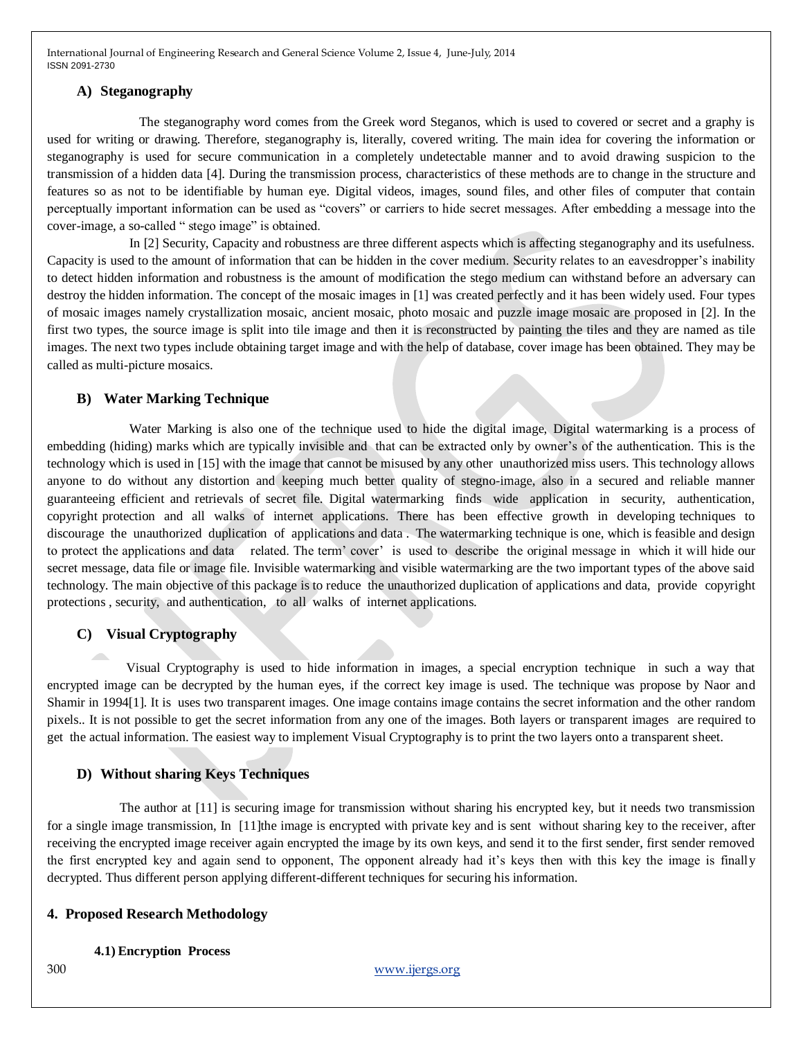### A) Steganography

The steganography word comes from the Greek word Steganos, which is used to covered or secret and a graphy is used for writing or drawing. Therefore, steganography is, literally, covered writing. The main idea for covering the information or steganography is used for secure communication in a completely undetectable manner and to avoid drawing suspicion to the transmission of a hidden data [4]. During the transmission process, characteristics of these methods are to change in the structure and features so as not to be identifiable by human eye. Digital videos, images, sound files, and other files of computer that contain perceptually important information can be used as "covers" or carriers to hide secret messages. After embedding a message into the cover-image, a so-called " stego image" is obtained.

In [2] Security, Capacity and robustness are three different aspects which is affecting steganography and its usefulness. Capacity is used to the amount of information that can be hidden in the cover medium. Security relates to an eavesdropper's inability to detect hidden information and robustness is the amount of modification the stego medium can withstand before an adversary can destroy the hidden information. The concept of the mosaic images in [1] was created perfectly and it has been widely used. Four types of mosaic images namely crystallization mosaic, ancient mosaic, photo mosaic and puzzle image mosaic are proposed in [2]. In the first two types, the source image is split into tile image and then it is reconstructed by painting the tiles and they are named as tile images. The next two types include obtaining target image and with the help of database, cover image has been obtained. They may be called as multi-picture mosaics.

### B) Water Marking Technique

Water Marking is also one of the technique used to hide the digital image, Digital watermarking is a process of embedding (hiding) marks which are typically invisible and that can be extracted only by owner's of the authentication. This is the technology which is used in [15] with the image that cannot be misused by any other unauthorized miss users. This technology allows anyone to do without any distortion and keeping much better quality of stegno-image, also in a secured and reliable manner guaranteeing efficient and retrievals of secret file. Digital watermarking finds wide application in security, authentication, copyright protection and all walks of internet applications. There has been effective growth in developing techniques to discourage the unauthorized duplication of applications and data . The watermarking technique is one, which is feasible and design to protect the applications and data related. The term' cover' is used to describe the original message in which it will hide our secret message, data file or image file. Invisible watermarking and visible watermarking are the two important types of the above said technology. The main objective of this package is to reduce the unauthorized duplication of applications and data, provide copyright protections , security, and authentication, to all walks of internet applications.

### C) Visual Cryptography

Visual Cryptography is used to hide information in images, a special encryption technique in such a way that encrypted image can be decrypted by the human eyes, if the correct key image is used. The technique was propose by Naor and Shamir in 1994[1]. It is uses two transparent images. One image contains image contains the secret information and the other random pixels.. It is not possible to get the secret information from any one of the images. Both layers or transparent images are required to get the actual information. The easiest way to implement Visual Cryptography is to print the two layers onto a transparent sheet.

### D) Without sharing Keys Techniques

The author at [11] is securing image for transmission without sharing his encrypted key, but it needs two transmission for a single image transmission, In [11]the image is encrypted with private key and is sent without sharing key to the receiver, after receiving the encrypted image receiver again encrypted the image by its own keys, and send it to the first sender, first sender removed the first encrypted key and again send to opponent, The opponent already had it's keys then with this key the image is finally decrypted. Thus different person applying different-different techniques for securing his information.

## 4. Proposed Research Methodology

### 4.1) Encryption Process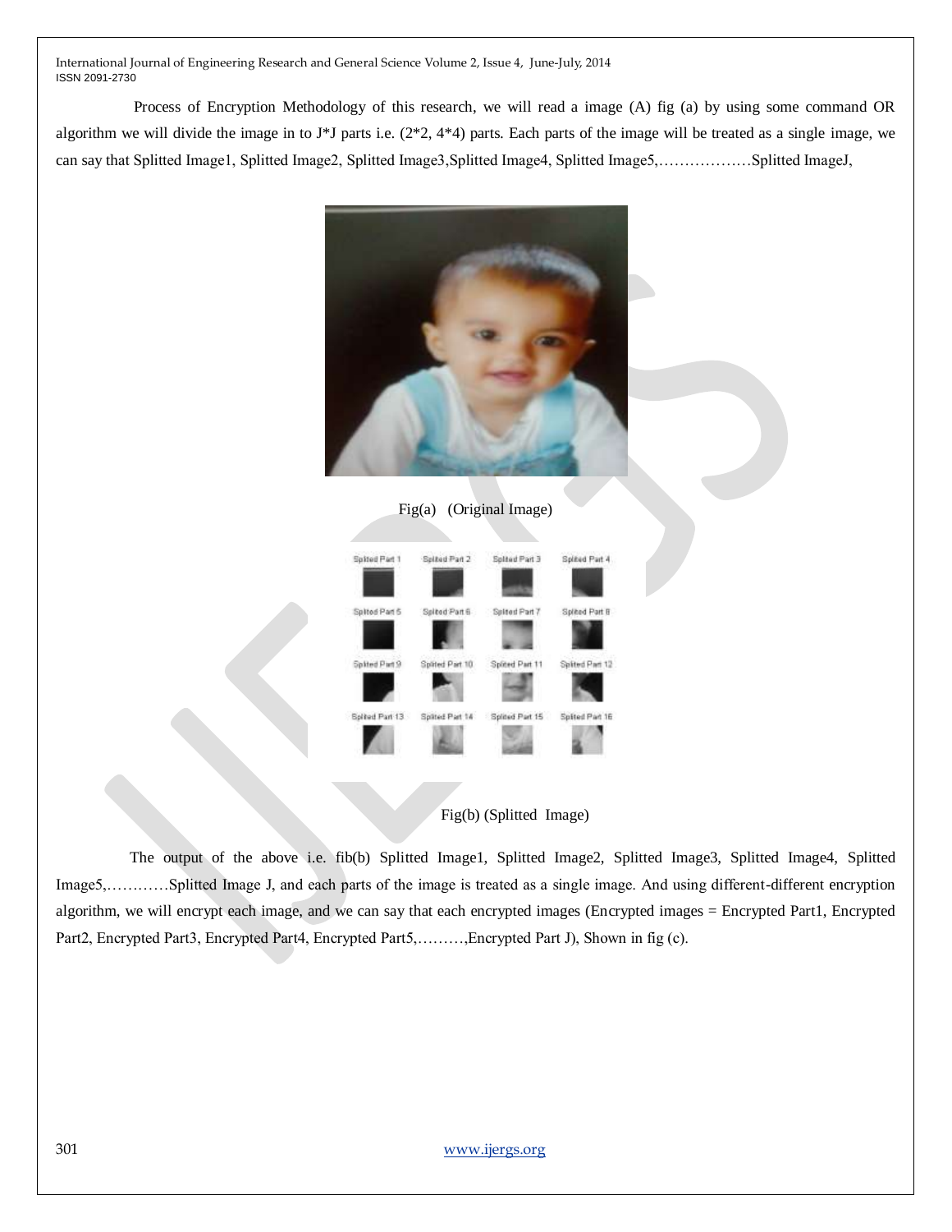Process of Encryption Methodology of this research, we will read a image (A) fig (a) by using some command OR algorithm we will divide the image in to J*J parts i.e. (2*2, 4*4) parts. Each parts of the image will be treated as a single image, we can say that Splitted Image1, Splitted Image2, Splitted Image3,Splitted Image4, Splitted Image5,………………Splitted ImageJ,

Fig(a) (Original Image)

Fig(b) (Splitted Image)

The output of the above i.e. fib(b) Splitted Image1, Splitted Image2, Splitted Image3, Splitted Image4, Splitted Image5,…………Splitted Image J, and each parts of the image is treated as a single image. And using different-different encryption algorithm, we will encrypt each image, and we can say that each encrypted images (Encrypted images = Encrypted Part1, Encrypted Part2, Encrypted Part3, Encrypted Part4, Encrypted Part5,………,Encrypted Part J), Shown in fig (c).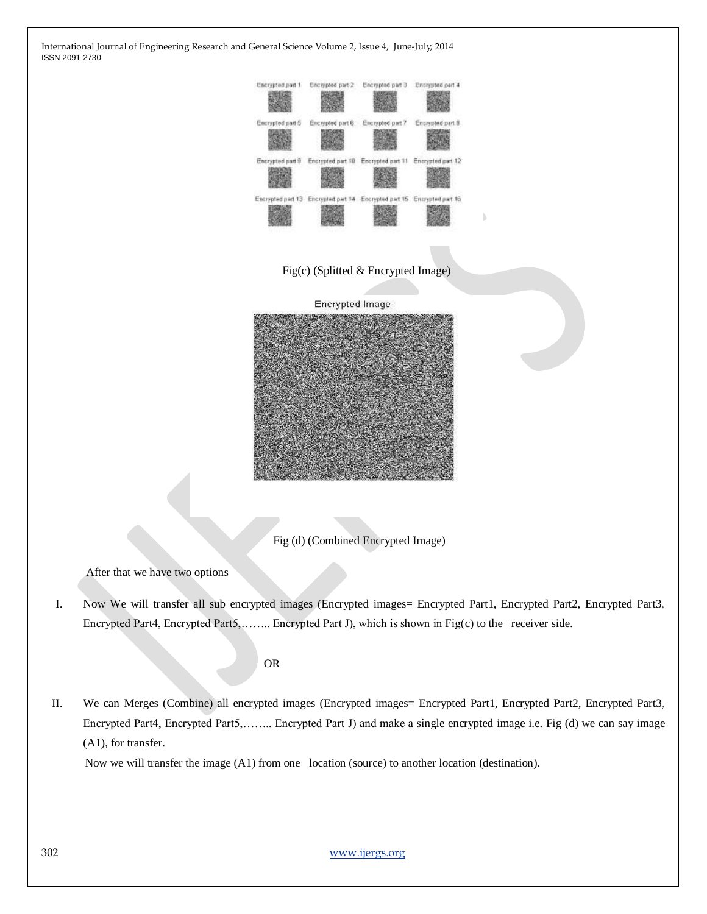Fig(c) (Splitted & Encrypted Image)

Fig (d) (Combined Encrypted Image)

After that we have two options

I. Now We will transfer all sub encrypted images (Encrypted images= Encrypted Part1, Encrypted Part2, Encrypted Part3, Encrypted Part4, Encrypted Part5,…….. Encrypted Part J), which is shown in Fig(c) to the receiver side.

OR

II. We can Merges (Combine) all encrypted images (Encrypted images= Encrypted Part1, Encrypted Part2, Encrypted Part3, Encrypted Part4, Encrypted Part5,…….. Encrypted Part J) and make a single encrypted image i.e. Fig (d) we can say image (A1), for transfer.

Now we will transfer the image (A1) from one location (source) to another location (destination).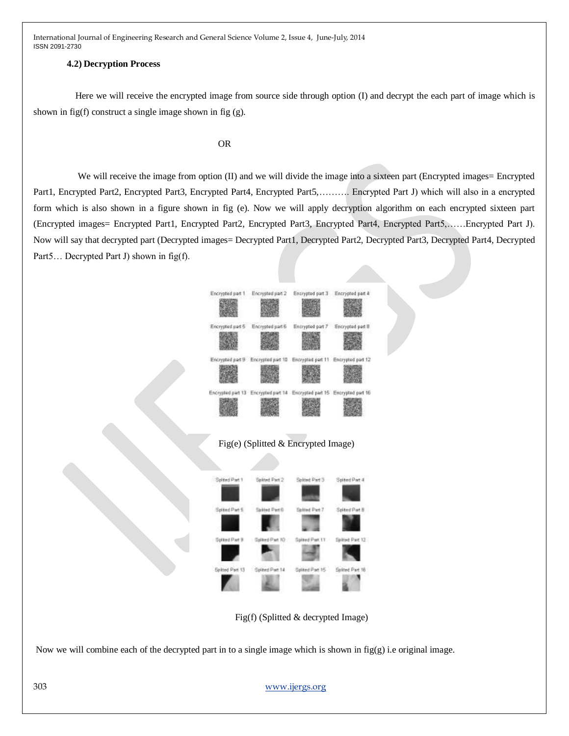### 4.2) Decryption Process

Here we will receive the encrypted image from source side through option (I) and decrypt the each part of image which is shown in fig(f) construct a single image shown in fig (g).

OR

We will receive the image from option (II) and we will divide the image into a sixteen part (Encrypted images= Encrypted Part1, Encrypted Part2, Encrypted Part3, Encrypted Part4, Encrypted Part5,………. Encrypted Part J) which will also in a encrypted form which is also shown in a figure shown in fig (e). Now we will apply decryption algorithm on each encrypted sixteen part (Encrypted images= Encrypted Part1, Encrypted Part2, Encrypted Part3, Encrypted Part4, Encrypted Part5,……Encrypted Part J). Now will say that decrypted part (Decrypted images= Decrypted Part1, Decrypted Part2, Decrypted Part3, Decrypted Part4, Decrypted Part5… Decrypted Part J) shown in fig(f).

Fig(e) (Splitted & Encrypted Image)

Fig(f) (Splitted & decrypted Image)

Now we will combine each of the decrypted part in to a single image which is shown in fig(g) i.e original image.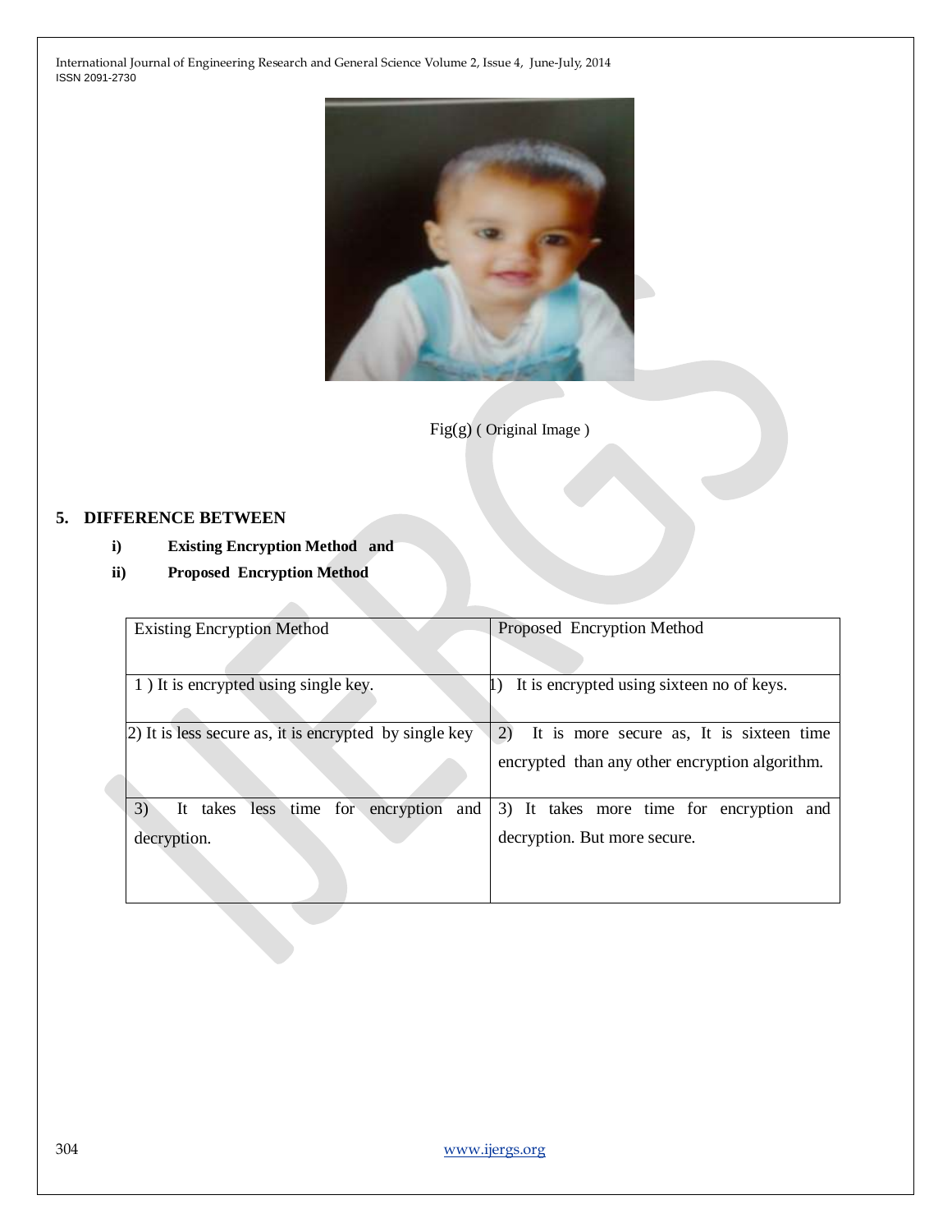Fig(g) ( Original Image )

## 5. DIFFERENCE BETWEEN

**i) Existing Encryption Method and**

**ii) Proposed Encryption Method**

| Existing Encryption Method | Proposed Encryption Method |
|---|---|
| 1 ) It is encrypted using single key. | 1) It is encrypted using sixteen no of keys. |
| 2) It is less secure as, it is encrypted by single key | 2) It is more secure as, It is sixteen time encrypted than any other encryption algorithm. |
| 3) It takes less time for encryption and decryption. | 3) It takes more time for encryption and decryption. But more secure. |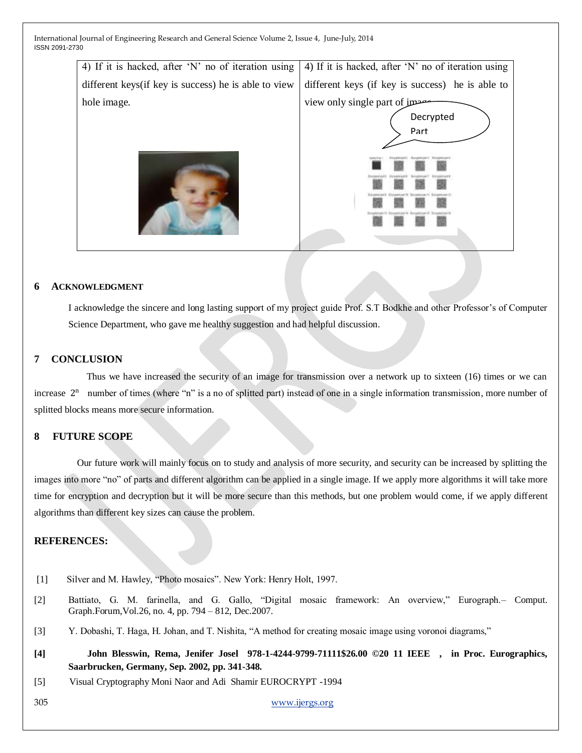| 4) If it is hacked, after 'N' no of iteration using different keys(if key is success) he is able to view hole image. | 4) If it is hacked, after 'N' no of iteration using different keys (if key is success) he is able to view only single part of image. |
| --- | --- |

## 6 ACKNOWLEDGMENT

I acknowledge the sincere and long lasting support of my project guide Prof. S.T Bodkhe and other Professor's of Computer Science Department, who gave me healthy suggestion and had helpful discussion.

## 7 CONCLUSION

Thus we have increased the security of an image for transmission over a network up to sixteen (16) times or we can increase $2^n$ number of times (where "n" is a no of splitted part) instead of one in a single information transmission, more number of splitted blocks means more secure information.

## 8 FUTURE SCOPE

Our future work will mainly focus on to study and analysis of more security, and security can be increased by splitting the images into more "no" of parts and different algorithm can be applied in a single image. If we apply more algorithms it will take more time for encryption and decryption but it will be more secure than this methods, but one problem would come, if we apply different algorithms than different key sizes can cause the problem.

## REFERENCES:

[1] Silver and M. Hawley, "Photo mosaics". New York: Henry Holt, 1997.

[2] Battiato, G. M. farinella, and G. Gallo, "Digital mosaic framework: An overview," Eurograph.– Comput. Graph.Forum,Vol.26, no. 4, pp. 794 – 812, Dec.2007.

[3] Y. Dobashi, T. Haga, H. Johan, and T. Nishita, "A method for creating mosaic image using voronoi diagrams,"

**[4] John Blesswin, Rema, Jenifer Josel 978-1-4244-9799-71111$26.00 ©20 11 IEEE , in Proc. Eurographics, Saarbrucken, Germany, Sep. 2002, pp. 341-348.**

[5] Visual Cryptography Moni Naor and Adi Shamir EUROCRYPT -1994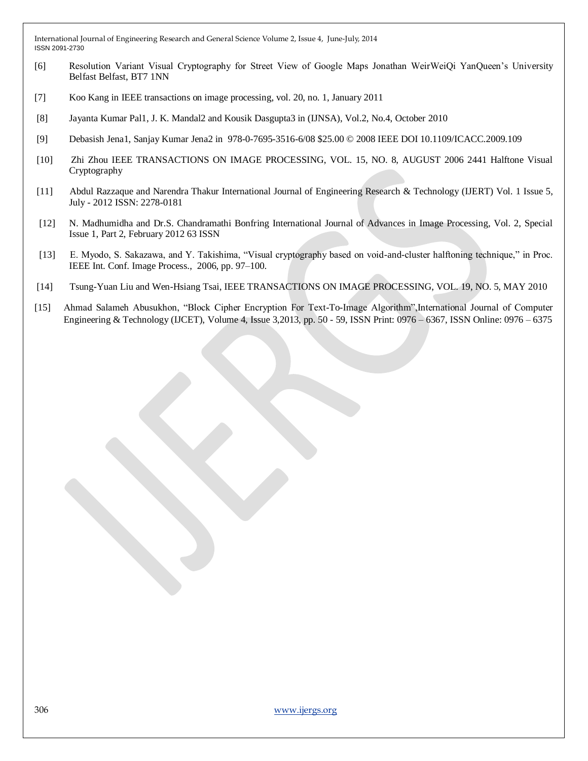[6] Resolution Variant Visual Cryptography for Street View of Google Maps Jonathan WeirWeiQi YanQueen's University Belfast Belfast, BT7 1NN

[7] Koo Kang in IEEE transactions on image processing, vol. 20, no. 1, January 2011

[8] Jayanta Kumar Pal1, J. K. Mandal2 and Kousik Dasgupta3 in (IJNSA), Vol.2, No.4, October 2010

[9] Debasish Jena1, Sanjay Kumar Jena2 in 978-0-7695-3516-6/08 $25.00 © 2008 IEEE DOI 10.1109/ICACC.2009.109

[10] Zhi Zhou IEEE TRANSACTIONS ON IMAGE PROCESSING, VOL. 15, NO. 8, AUGUST 2006 2441 Halftone Visual Cryptography

[11] Abdul Razzaque and Narendra Thakur International Journal of Engineering Research & Technology (IJERT) Vol. 1 Issue 5, July - 2012 ISSN: 2278-0181

[12] N. Madhumidha and Dr.S. Chandramathi Bonfring International Journal of Advances in Image Processing, Vol. 2, Special Issue 1, Part 2, February 2012 63 ISSN

[13] E. Myodo, S. Sakazawa, and Y. Takishima, "Visual cryptography based on void-and-cluster halftoning technique," in Proc. IEEE Int. Conf. Image Process., 2006, pp. 97–100.

[14] Tsung-Yuan Liu and Wen-Hsiang Tsai, IEEE TRANSACTIONS ON IMAGE PROCESSING, VOL. 19, NO. 5, MAY 2010

[15] Ahmad Salameh Abusukhon, "Block Cipher Encryption For Text-To-Image Algorithm",International Journal of Computer Engineering & Technology (IJCET), Volume 4, Issue 3,2013, pp. 50 - 59, ISSN Print: 0976 – 6367, ISSN Online: 0976 – 6375